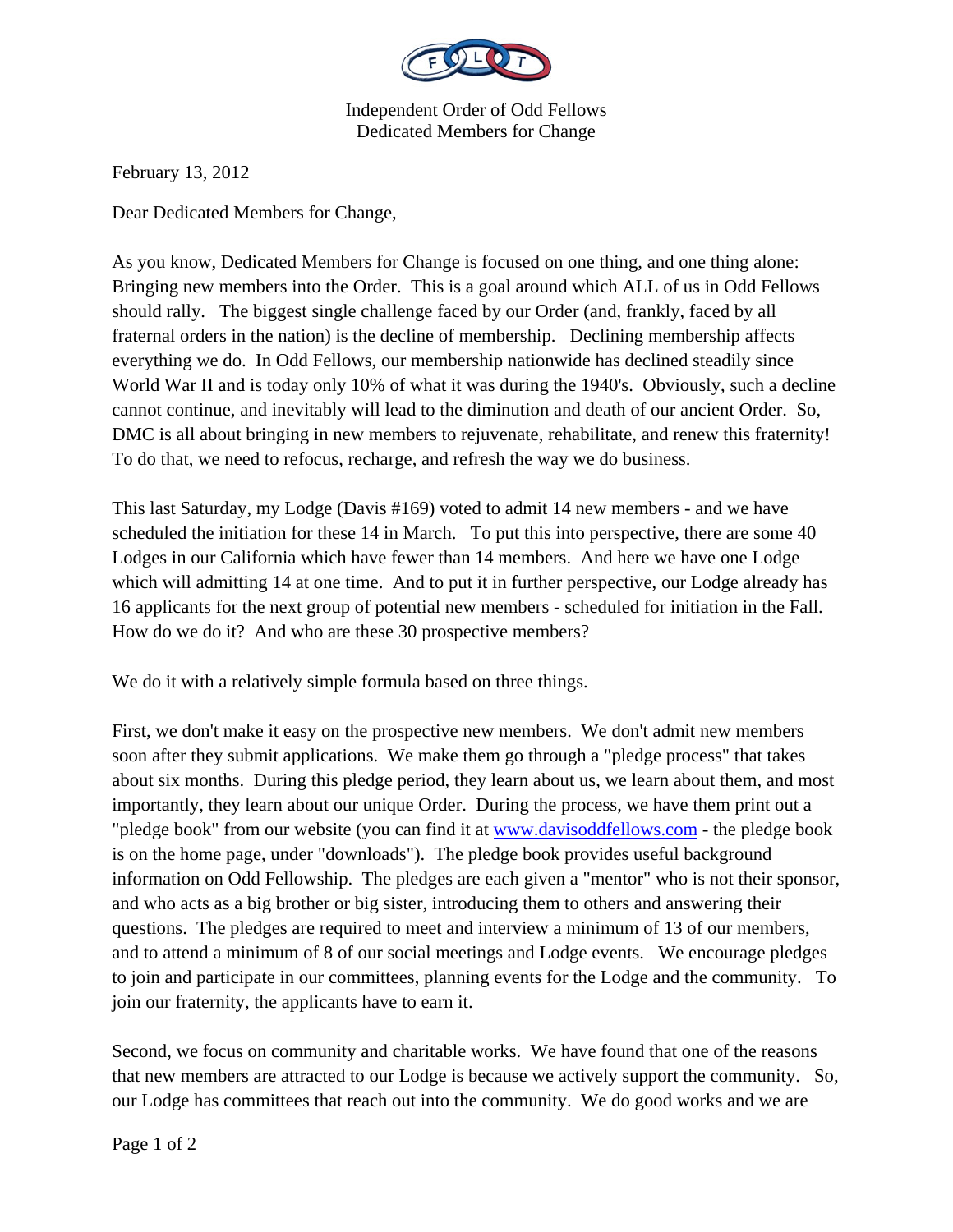Independent Order of Odd Fellows
Dedicated Members for Change

February 13, 2012

Dear Dedicated Members for Change,

As you know, Dedicated Members for Change is focused on one thing, and one thing alone: Bringing new members into the Order. This is a goal around which ALL of us in Odd Fellows should rally. The biggest single challenge faced by our Order (and, frankly, faced by all fraternal orders in the nation) is the decline of membership. Declining membership affects everything we do. In Odd Fellows, our membership nationwide has declined steadily since World War II and is today only 10% of what it was during the 1940's. Obviously, such a decline cannot continue, and inevitably will lead to the diminution and death of our ancient Order. So, DMC is all about bringing in new members to rejuvenate, rehabilitate, and renew this fraternity! To do that, we need to refocus, recharge, and refresh the way we do business.

This last Saturday, my Lodge (Davis #169) voted to admit 14 new members - and we have scheduled the initiation for these 14 in March. To put this into perspective, there are some 40 Lodges in our California which have fewer than 14 members. And here we have one Lodge which will admitting 14 at one time. And to put it in further perspective, our Lodge already has 16 applicants for the next group of potential new members - scheduled for initiation in the Fall. How do we do it? And who are these 30 prospective members?

We do it with a relatively simple formula based on three things.

First, we don't make it easy on the prospective new members. We don't admit new members soon after they submit applications. We make them go through a "pledge process" that takes about six months. During this pledge period, they learn about us, we learn about them, and most importantly, they learn about our unique Order. During the process, we have them print out a "pledge book" from our website (you can find it at [www.davisoddfellows.com](www.davisoddfellows.com) - the pledge book is on the home page, under "downloads"). The pledge book provides useful background information on Odd Fellowship. The pledges are each given a "mentor" who is not their sponsor, and who acts as a big brother or big sister, introducing them to others and answering their questions. The pledges are required to meet and interview a minimum of 13 of our members, and to attend a minimum of 8 of our social meetings and Lodge events. We encourage pledges to join and participate in our committees, planning events for the Lodge and the community. To join our fraternity, the applicants have to earn it.

Second, we focus on community and charitable works. We have found that one of the reasons that new members are attracted to our Lodge is because we actively support the community. So, our Lodge has committees that reach out into the community. We do good works and we are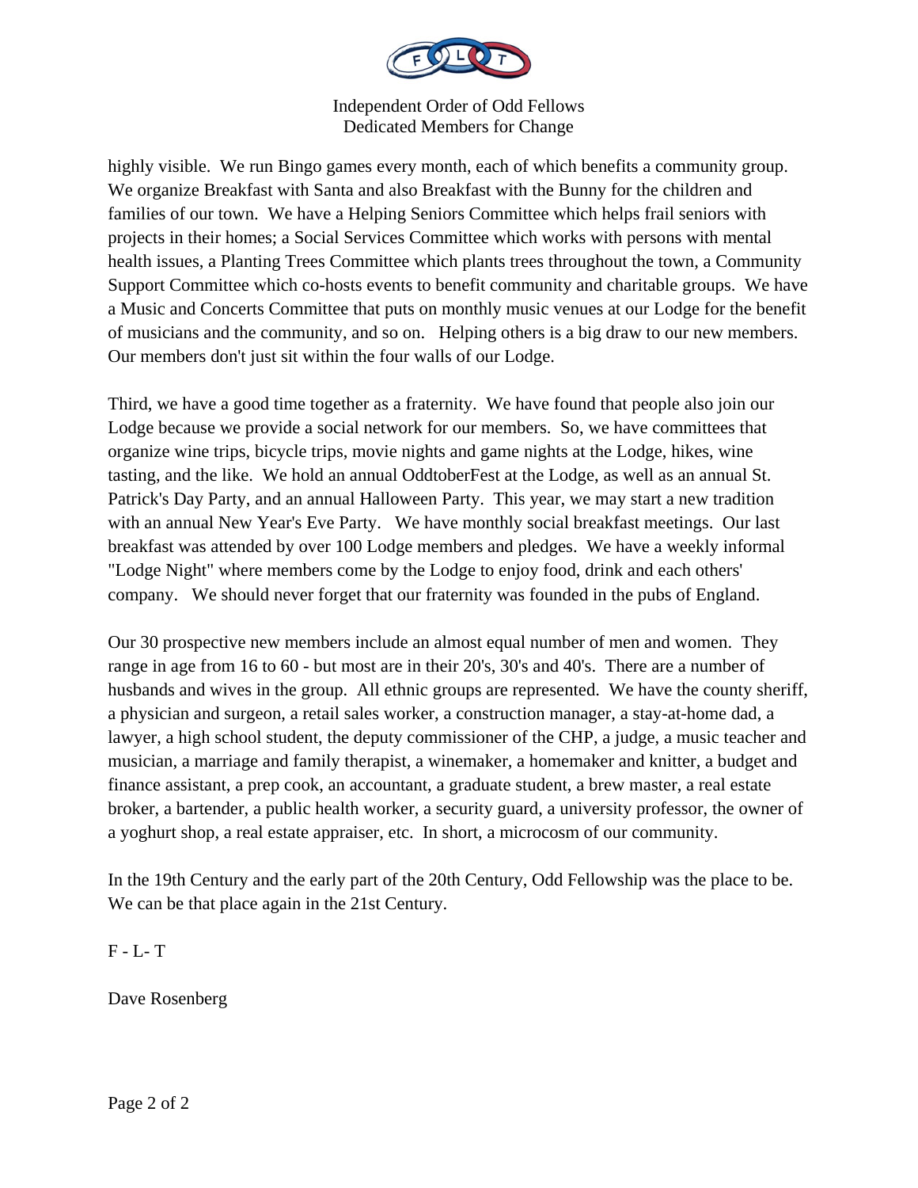highly visible. We run Bingo games every month, each of which benefits a community group. We organize Breakfast with Santa and also Breakfast with the Bunny for the children and families of our town. We have a Helping Seniors Committee which helps frail seniors with projects in their homes; a Social Services Committee which works with persons with mental health issues, a Planting Trees Committee which plants trees throughout the town, a Community Support Committee which co-hosts events to benefit community and charitable groups. We have a Music and Concerts Committee that puts on monthly music venues at our Lodge for the benefit of musicians and the community, and so on. Helping others is a big draw to our new members. Our members don't just sit within the four walls of our Lodge.

Third, we have a good time together as a fraternity. We have found that people also join our Lodge because we provide a social network for our members. So, we have committees that organize wine trips, bicycle trips, movie nights and game nights at the Lodge, hikes, wine tasting, and the like. We hold an annual OddtoberFest at the Lodge, as well as an annual St. Patrick's Day Party, and an annual Halloween Party. This year, we may start a new tradition with an annual New Year's Eve Party. We have monthly social breakfast meetings. Our last breakfast was attended by over 100 Lodge members and pledges. We have a weekly informal "Lodge Night" where members come by the Lodge to enjoy food, drink and each others' company. We should never forget that our fraternity was founded in the pubs of England.

Our 30 prospective new members include an almost equal number of men and women. They range in age from 16 to 60 - but most are in their 20's, 30's and 40's. There are a number of husbands and wives in the group. All ethnic groups are represented. We have the county sheriff, a physician and surgeon, a retail sales worker, a construction manager, a stay-at-home dad, a lawyer, a high school student, the deputy commissioner of the CHP, a judge, a music teacher and musician, a marriage and family therapist, a winemaker, a homemaker and knitter, a budget and finance assistant, a prep cook, an accountant, a graduate student, a brew master, a real estate broker, a bartender, a public health worker, a security guard, a university professor, the owner of a yoghurt shop, a real estate appraiser, etc. In short, a microcosm of our community.

In the 19th Century and the early part of the 20th Century, Odd Fellowship was the place to be. We can be that place again in the 21st Century.

F - L- T

Dave Rosenberg